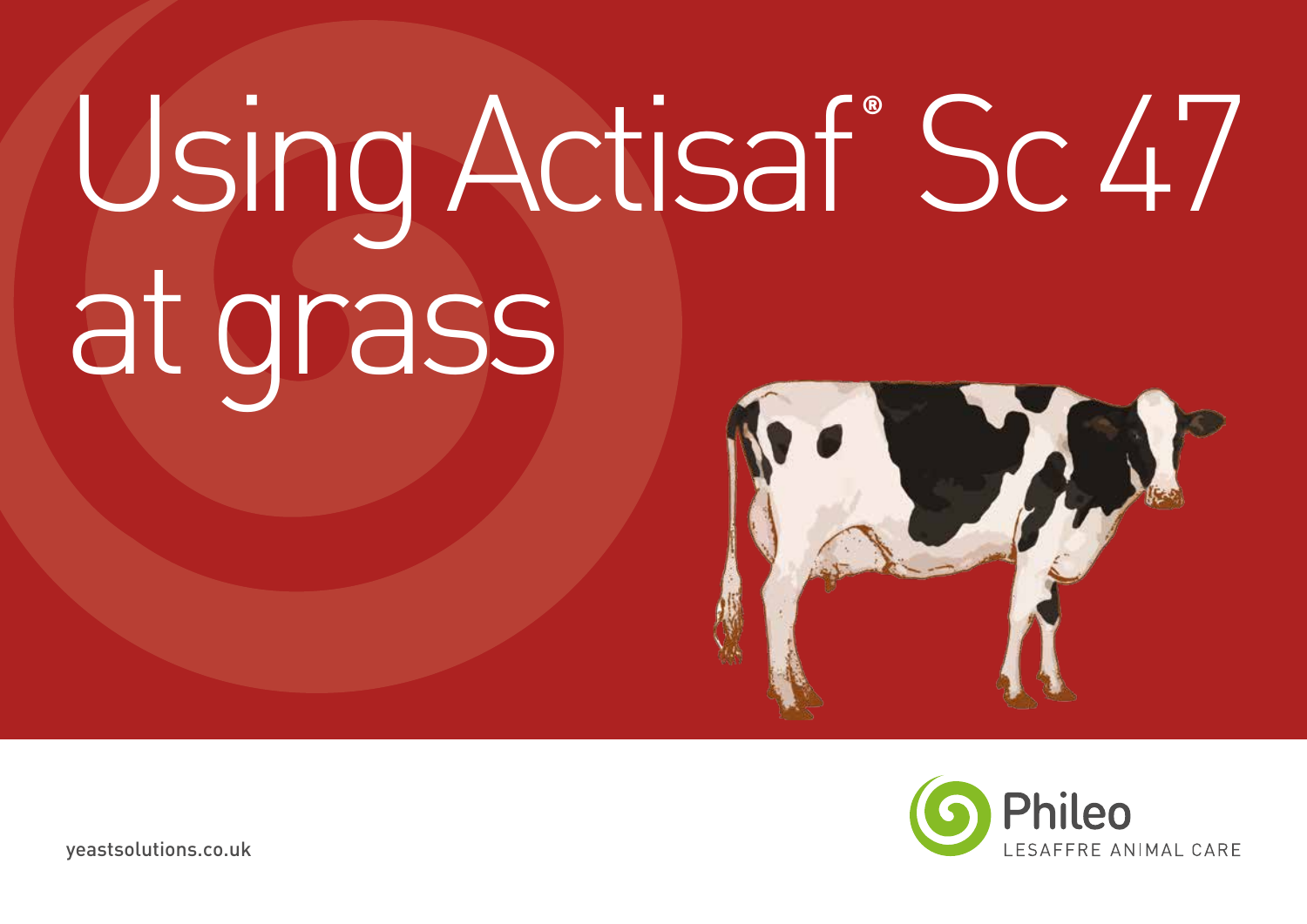# Using Actisaf® Sc 47 at grass

Phileo
LESAFFRE ANIMAL CARE

yeastsolutions.co.uk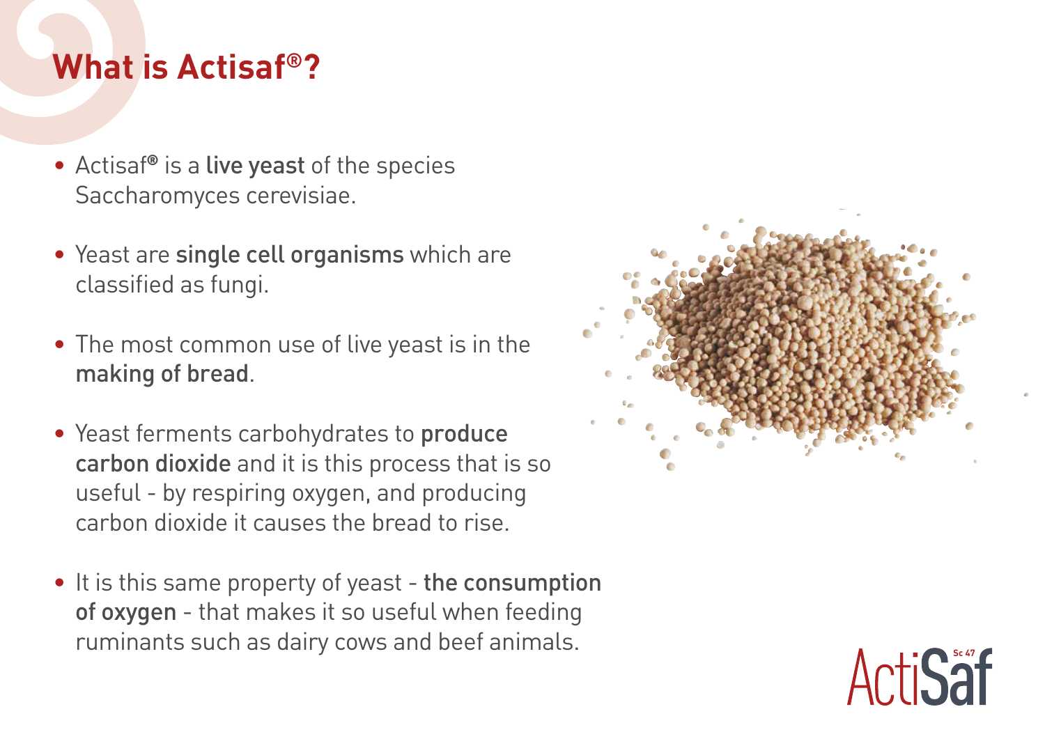# What is Actisaf®?

- Actisaf® is a **live yeast** of the species Saccharomyces cerevisiae.
- Yeast are **single cell organisms** which are classified as fungi.
- The most common use of live yeast is in the **making of bread**.
- Yeast ferments carbohydrates to **produce carbon dioxide** and it is this process that is so useful - by respiring oxygen, and producing carbon dioxide it causes the bread to rise.
- It is this same property of yeast - **the consumption of oxygen** - that makes it so useful when feeding ruminants such as dairy cows and beef animals.

ActiSaf Sc 47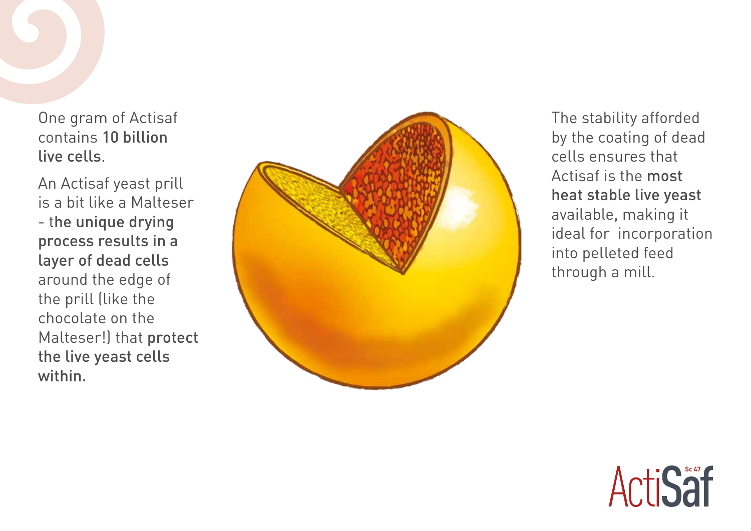One gram of Actisaf contains **10 billion live cells**.

An Actisaf yeast prill is a bit like a Malteser - t**he unique drying process results in a layer of dead cells** around the edge of the prill (like the chocolate on the Malteser!) that **protect the live yeast cells within.**

The stability afforded by the coating of dead cells ensures that Actisaf is the **most heat stable live yeast** available, making it ideal for incorporation into pelleted feed through a mill.

ActiSaf Sc 47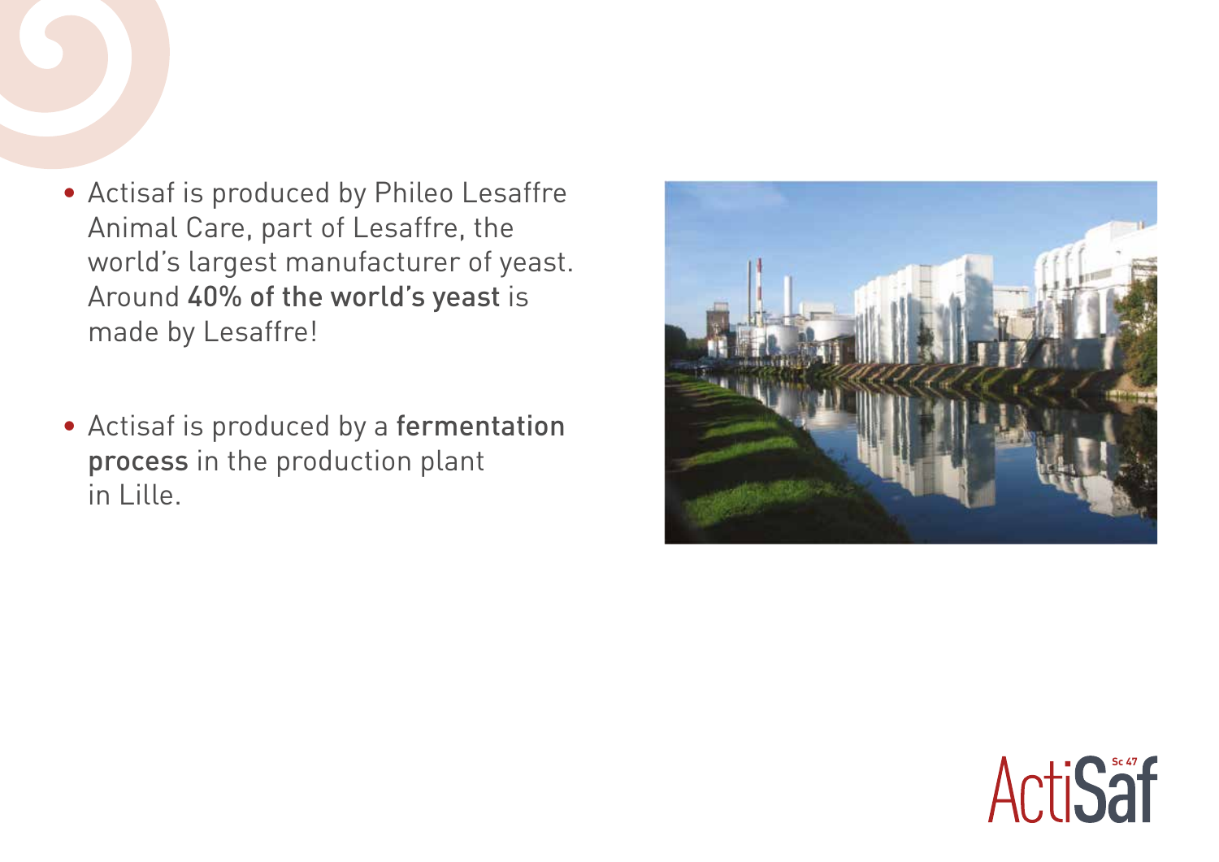- Actisaf is produced by Phileo Lesaffre Animal Care, part of Lesaffre, the world's largest manufacturer of yeast. Around **40% of the world's yeast** is made by Lesaffre!

- Actisaf is produced by a **fermentation process** in the production plant in Lille.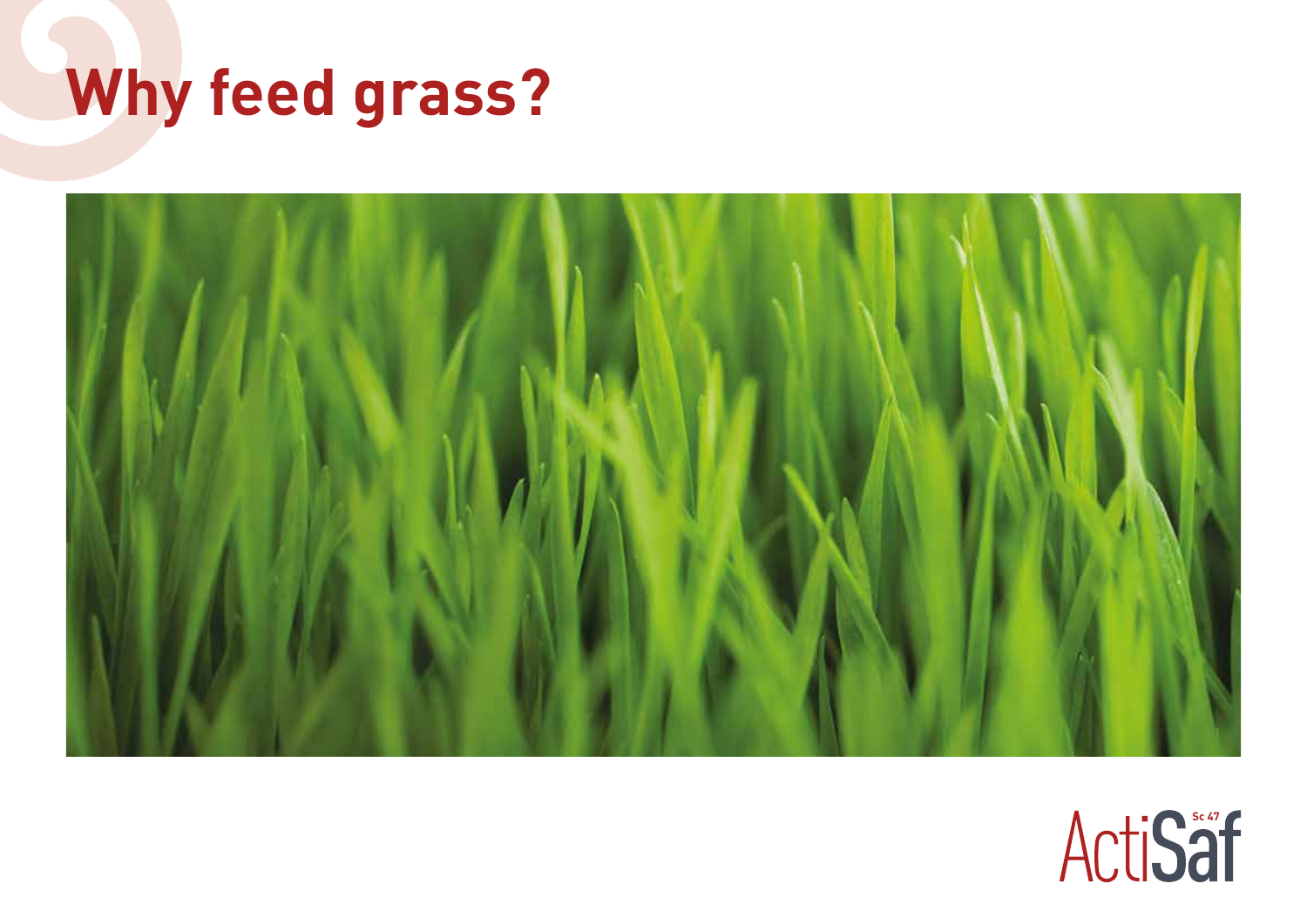# Why feed grass?

ActiSaf Sc 47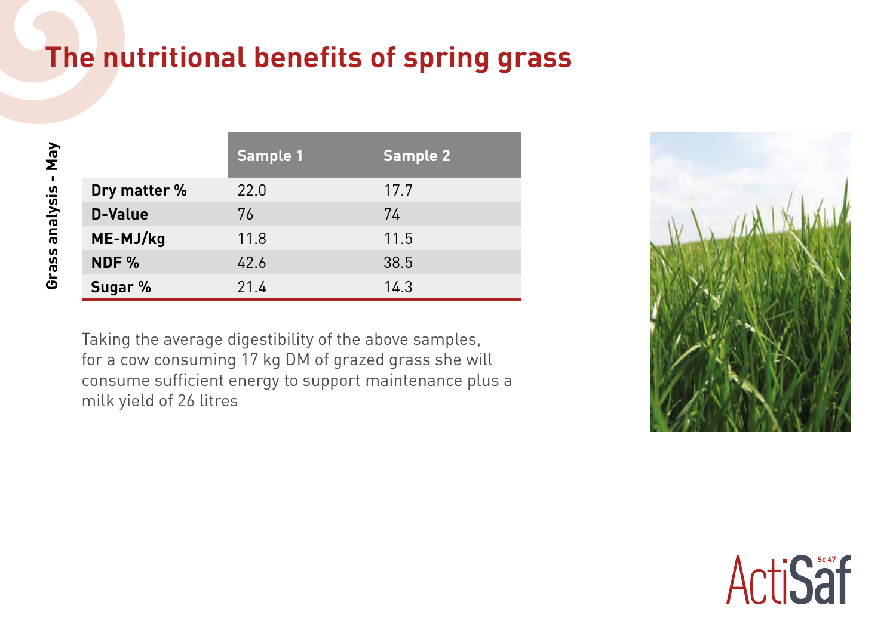# The nutritional benefits of spring grass

**Grass analysis - May**

| | Sample 1 | Sample 2 |
|---|---|---|
| **Dry matter %** | 22.0 | 17.7 |
| **D-Value** | 76 | 74 |
| **ME-MJ/kg** | 11.8 | 11.5 |
| **NDF %** | 42.6 | 38.5 |
| **Sugar %** | 21.4 | 14.3 |

Taking the average digestibility of the above samples, for a cow consuming 17 kg DM of grazed grass she will consume sufficient energy to support maintenance plus a milk yield of 26 litres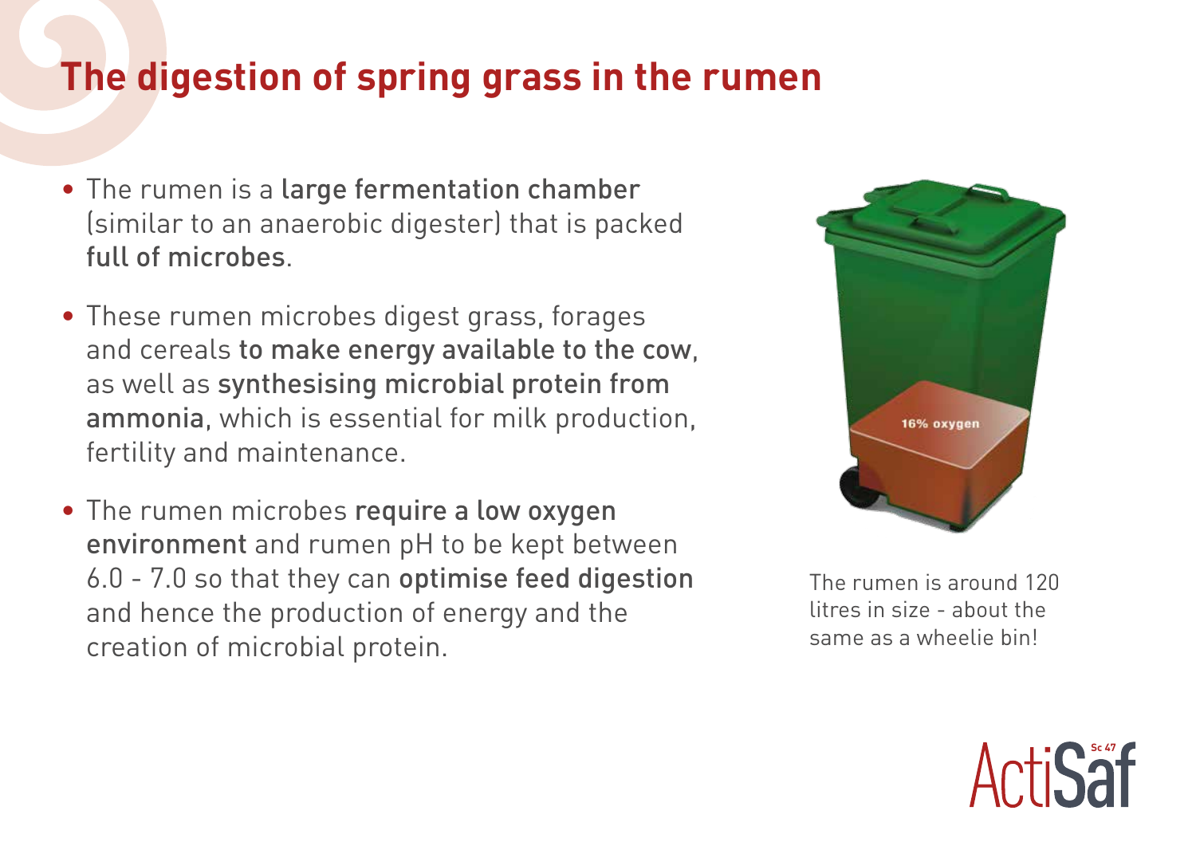# The digestion of spring grass in the rumen

- The rumen is a large fermentation chamber (similar to an anaerobic digester) that is packed full of microbes.
- These rumen microbes digest grass, forages and cereals to make energy available to the cow, as well as synthesising microbial protein from ammonia, which is essential for milk production, fertility and maintenance.
- The rumen microbes require a low oxygen environment and rumen pH to be kept between 6.0 - 7.0 so that they can optimise feed digestion and hence the production of energy and the creation of microbial protein.

16% oxygen

The rumen is around 120 litres in size - about the same as a wheelie bin!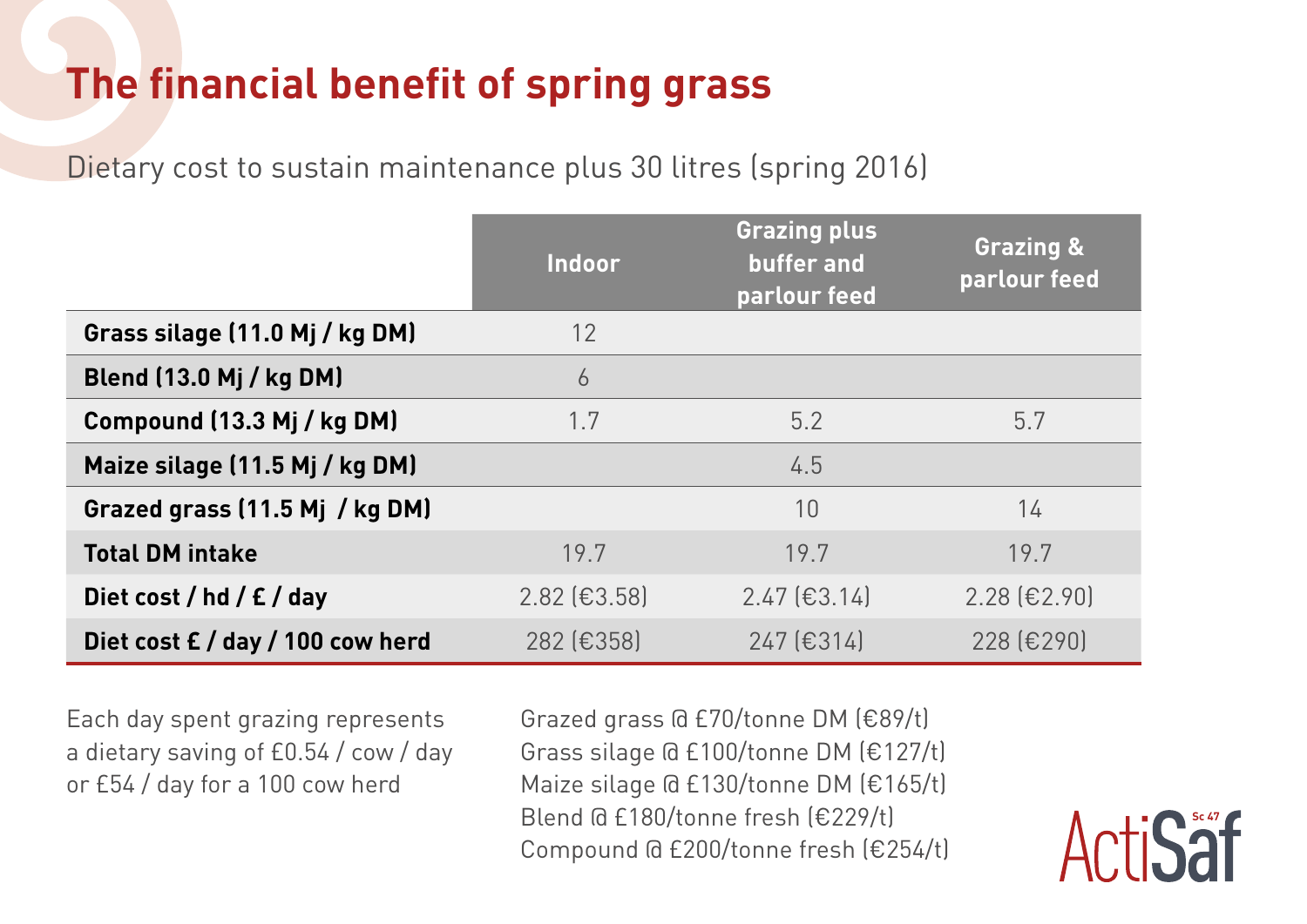# The financial benefit of spring grass

Dietary cost to sustain maintenance plus 30 litres (spring 2016)

| | Indoor | Grazing plus buffer and parlour feed | Grazing & parlour feed |
|---|---|---|---|
| **Grass silage (11.0 Mj / kg DM)** | 12 | | |
| **Blend (13.0 Mj / kg DM)** | 6 | | |
| **Compound (13.3 Mj / kg DM)** | 1.7 | 5.2 | 5.7 |
| **Maize silage (11.5 Mj / kg DM)** | | 4.5 | |
| **Grazed grass (11.5 Mj / kg DM)** | | 10 | 14 |
| **Total DM intake** | 19.7 | 19.7 | 19.7 |
| **Diet cost / hd / £ / day** | 2.82 (€3.58) | 2.47 (€3.14) | 2.28 (€2.90) |
| **Diet cost £ / day / 100 cow herd** | 282 (€358) | 247 (€314) | 228 (€290) |

Each day spent grazing represents a dietary saving of £0.54 / cow / day or £54 / day for a 100 cow herd

Grazed grass @ £70/tonne DM (€89/t)
Grass silage @ £100/tonne DM (€127/t)
Maize silage @ £130/tonne DM (€165/t)
Blend @ £180/tonne fresh (€229/t)
Compound @ £200/tonne fresh (€254/t)

ActiSaf Sc 47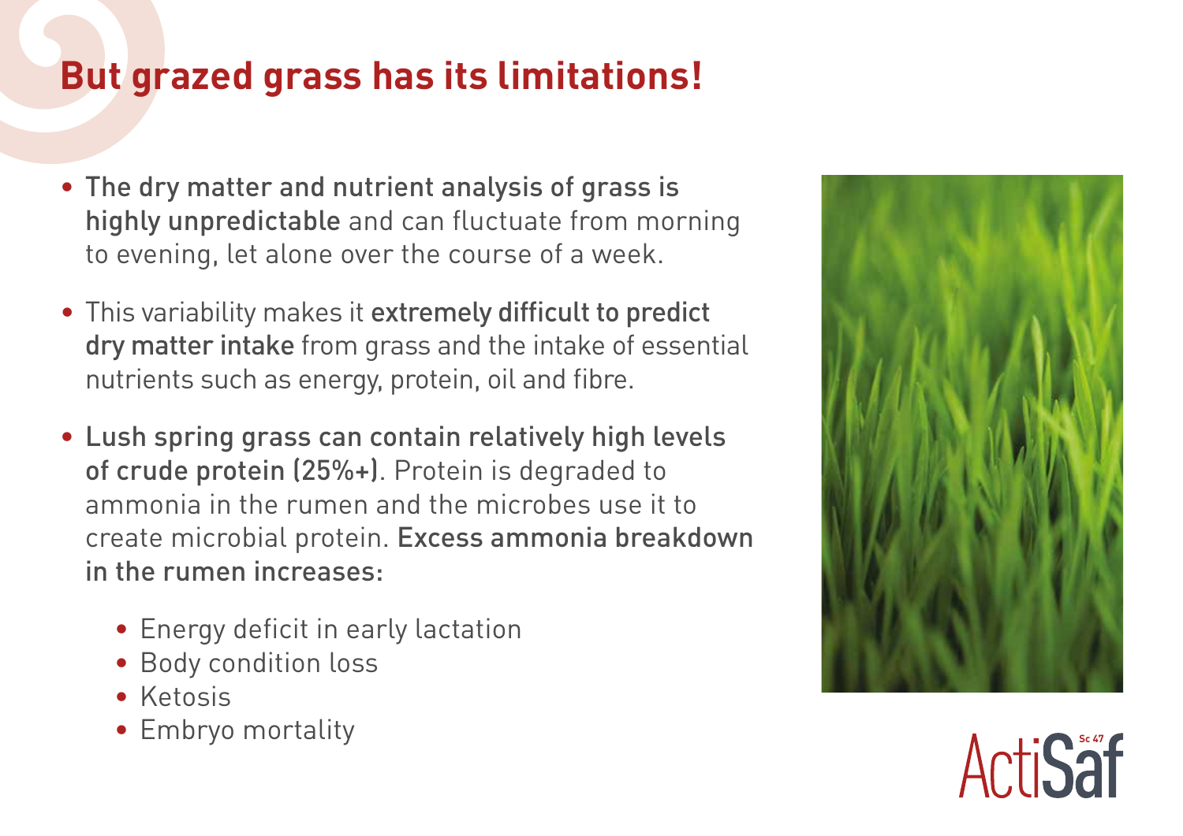# But grazed grass has its limitations!

- **The dry matter and nutrient analysis of grass is highly unpredictable** and can fluctuate from morning to evening, let alone over the course of a week.
- This variability makes it **extremely difficult to predict dry matter intake** from grass and the intake of essential nutrients such as energy, protein, oil and fibre.
- **Lush spring grass can contain relatively high levels of crude protein (25%+)**. Protein is degraded to ammonia in the rumen and the microbes use it to create microbial protein. **Excess ammonia breakdown in the rumen increases:**
  - Energy deficit in early lactation
  - Body condition loss
  - Ketosis
  - Embryo mortality

ActiSaf Sc 47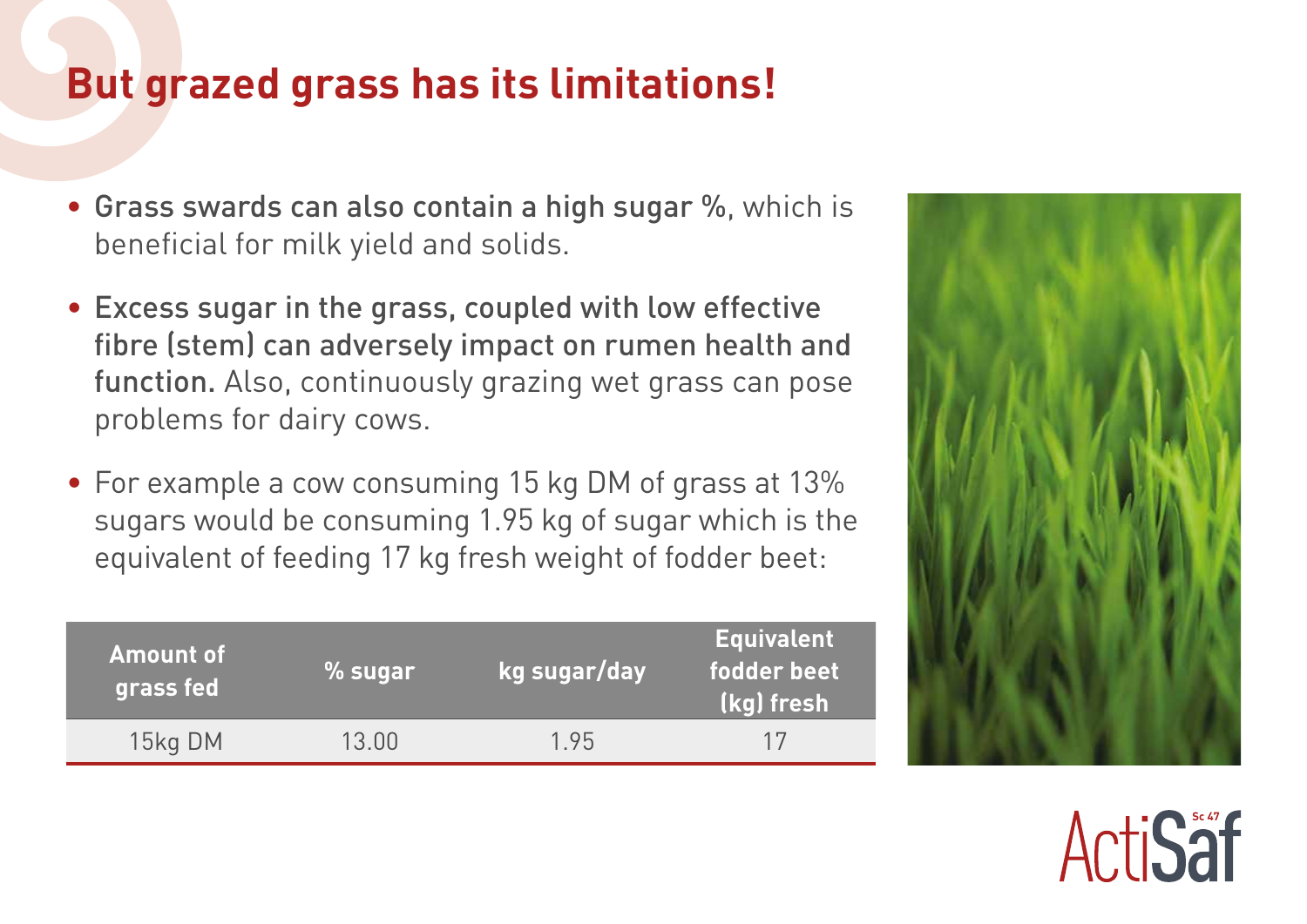# But grazed grass has its limitations!

- **Grass swards can also contain a high sugar %**, which is beneficial for milk yield and solids.
- **Excess sugar in the grass, coupled with low effective fibre (stem) can adversely impact on rumen health and function.** Also, continuously grazing wet grass can pose problems for dairy cows.
- For example a cow consuming 15 kg DM of grass at 13% sugars would be consuming 1.95 kg of sugar which is the equivalent of feeding 17 kg fresh weight of fodder beet:

| Amount of grass fed | % sugar | kg sugar/day | Equivalent fodder beet (kg) fresh |
|---|---|---|---|
| 15kg DM | 13.00 | 1.95 | 17 |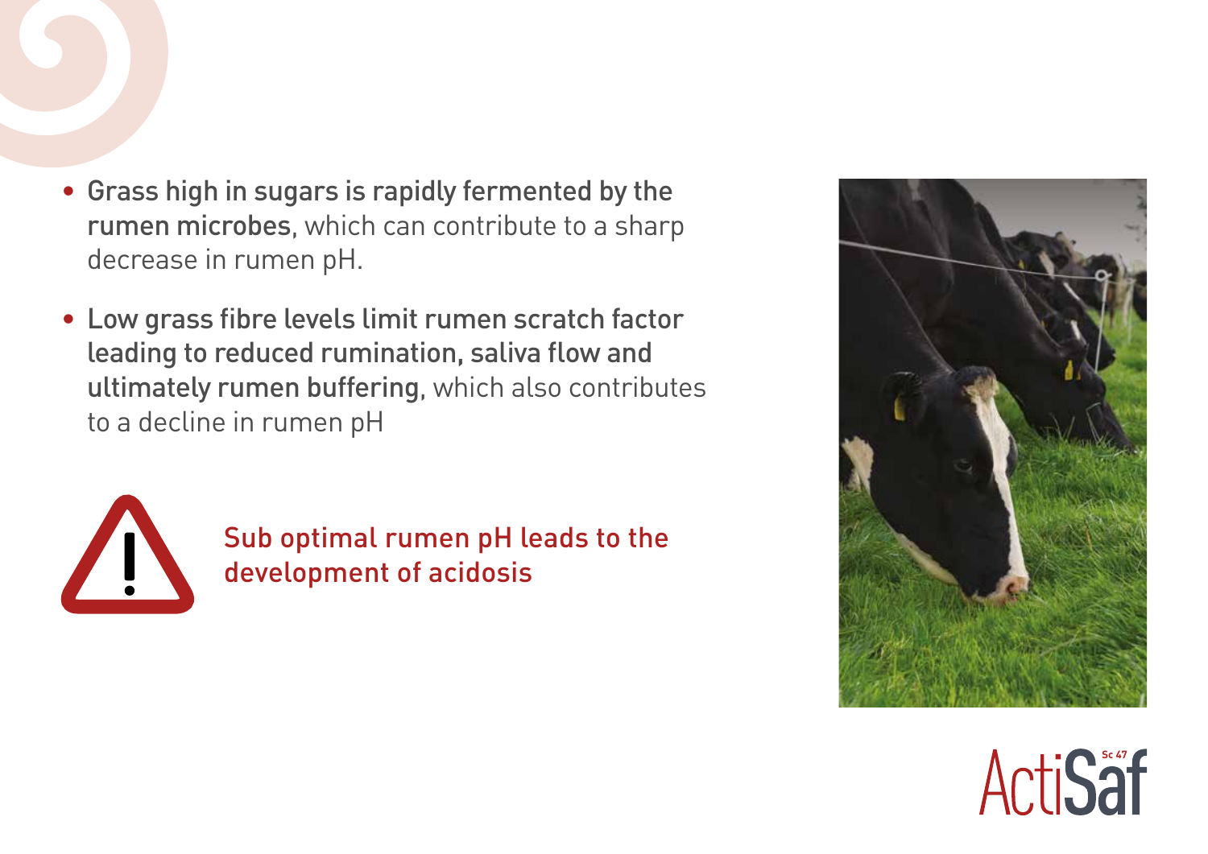- **Grass high in sugars is rapidly fermented by the rumen microbes**, which can contribute to a sharp decrease in rumen pH.
- **Low grass fibre levels limit rumen scratch factor leading to reduced rumination, saliva flow and ultimately rumen buffering**, which also contributes to a decline in rumen pH

Sub optimal rumen pH leads to the development of acidosis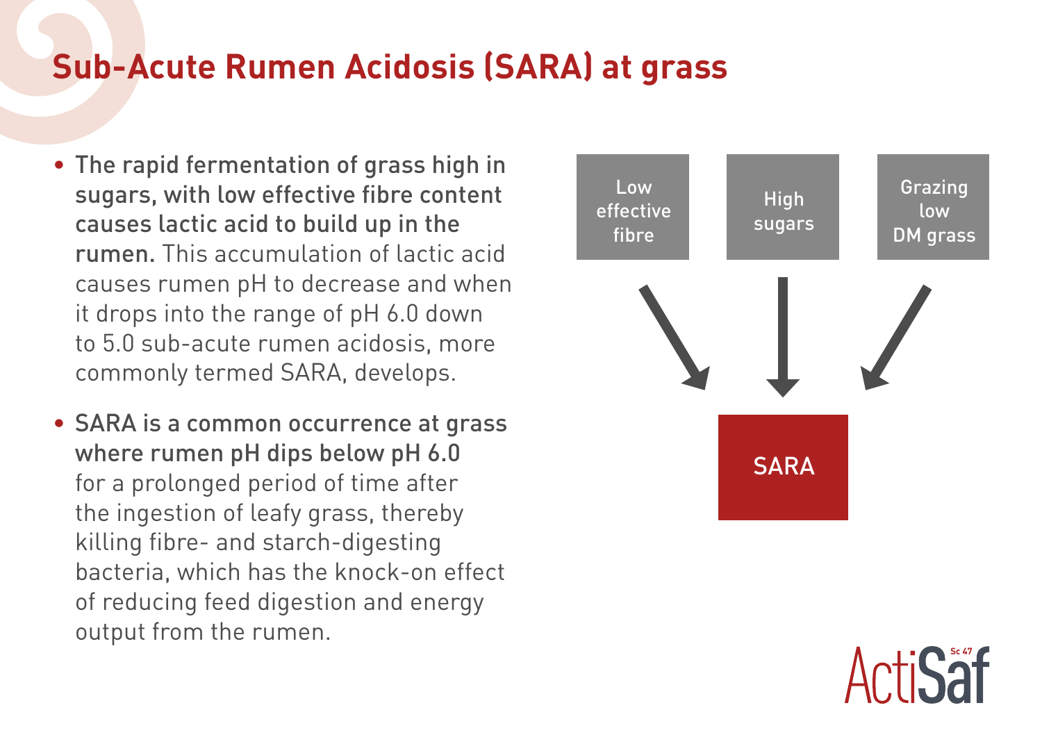# Sub-Acute Rumen Acidosis (SARA) at grass

- **The rapid fermentation of grass high in sugars, with low effective fibre content causes lactic acid to build up in the rumen.** This accumulation of lactic acid causes rumen pH to decrease and when it drops into the range of pH 6.0 down to 5.0 sub-acute rumen acidosis, more commonly termed SARA, develops.
- **SARA is a common occurrence at grass where rumen pH dips below pH 6.0** for a prolonged period of time after the ingestion of leafy grass, thereby killing fibre- and starch-digesting bacteria, which has the knock-on effect of reducing feed digestion and energy output from the rumen.

Low effective fibre → SARA

High sugars → SARA

Grazing low DM grass → SARA

ActiSaf Sc 47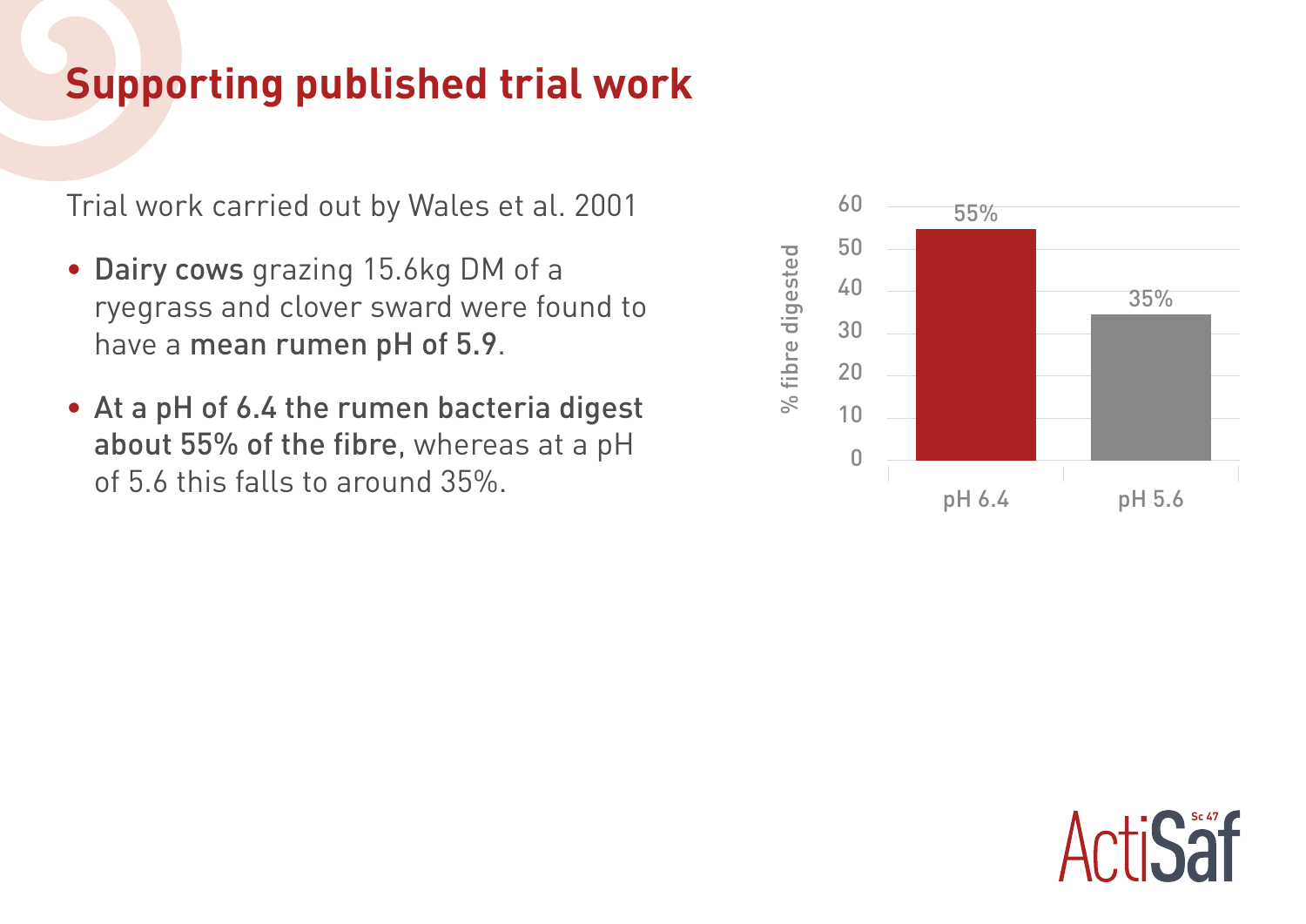# Supporting published trial work

Trial work carried out by Wales et al. 2001

- **Dairy cows** grazing 15.6kg DM of a ryegrass and clover sward were found to have a **mean rumen pH of 5.9**.
- **At a pH of 6.4 the rumen bacteria digest about 55% of the fibre**, whereas at a pH of 5.6 this falls to around 35%.

| | % fibre digested |
|---|---|
| pH 6.4 | 55% |
| pH 5.6 | 35% |

ActiSaf Sc 47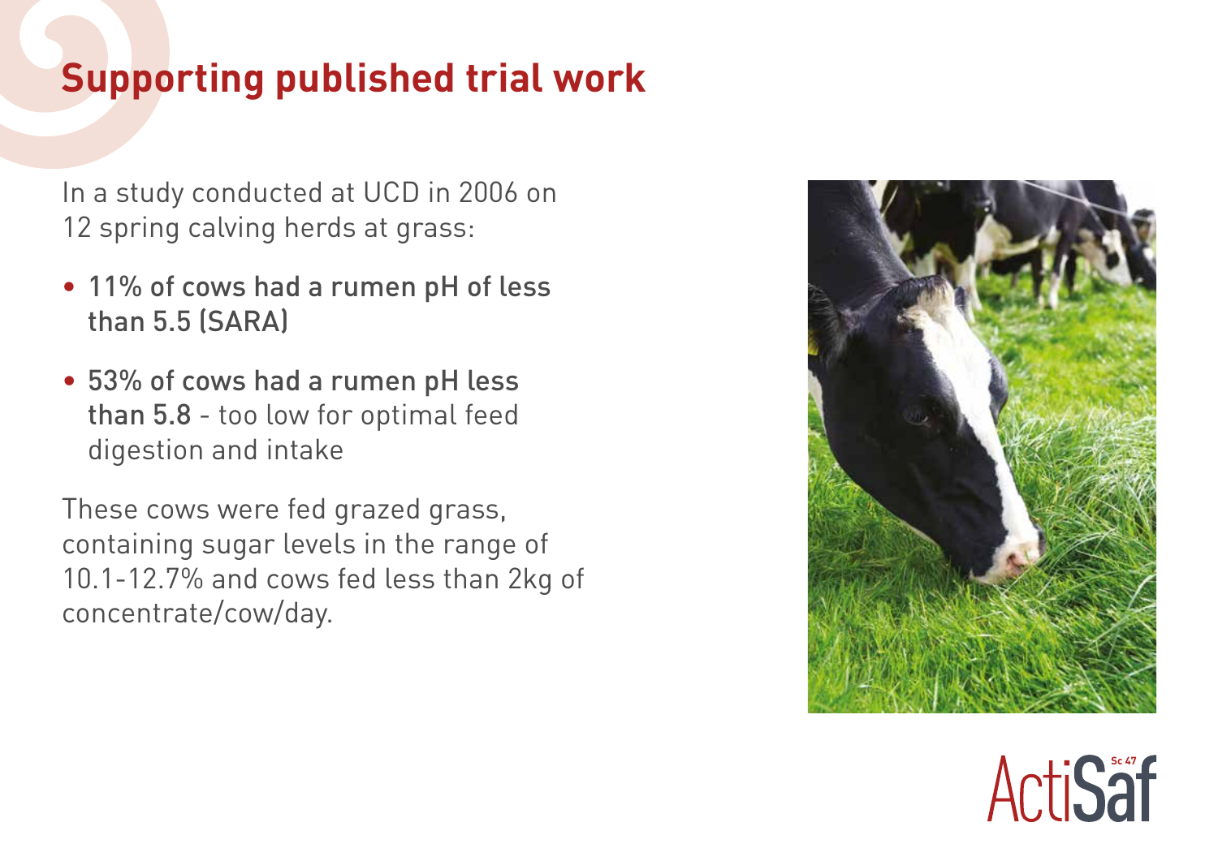# Supporting published trial work

In a study conducted at UCD in 2006 on 12 spring calving herds at grass:

- **11% of cows had a rumen pH of less than 5.5 (SARA)**
- **53% of cows had a rumen pH less than 5.8** - too low for optimal feed digestion and intake

These cows were fed grazed grass, containing sugar levels in the range of 10.1-12.7% and cows fed less than 2kg of concentrate/cow/day.

ActiSaf Sc 47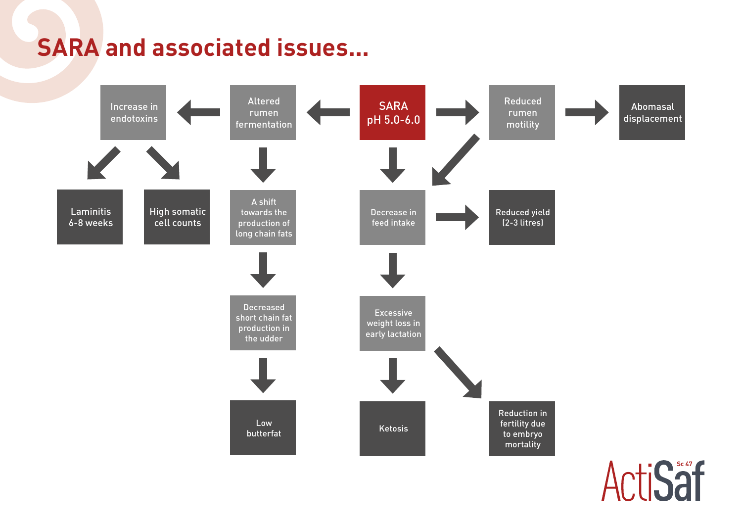# SARA and associated issues...

- **SARA pH 5.0-6.0**
  - → Altered rumen fermentation
    - → Increase in endotoxins
      - → Laminitis 6-8 weeks
      - → High somatic cell counts
    - → A shift towards the production of long chain fats
      - → Decreased short chain fat production in the udder
        - → Low butterfat
  - → Reduced rumen motility
    - → Abomasal displacement
    - → Decrease in feed intake
  - → Decrease in feed intake
    - → Reduced yield (2-3 litres)
    - → Excessive weight loss in early lactation
      - → Ketosis
      - → Reduction in fertility due to embryo mortality

ActiSaf Sc 47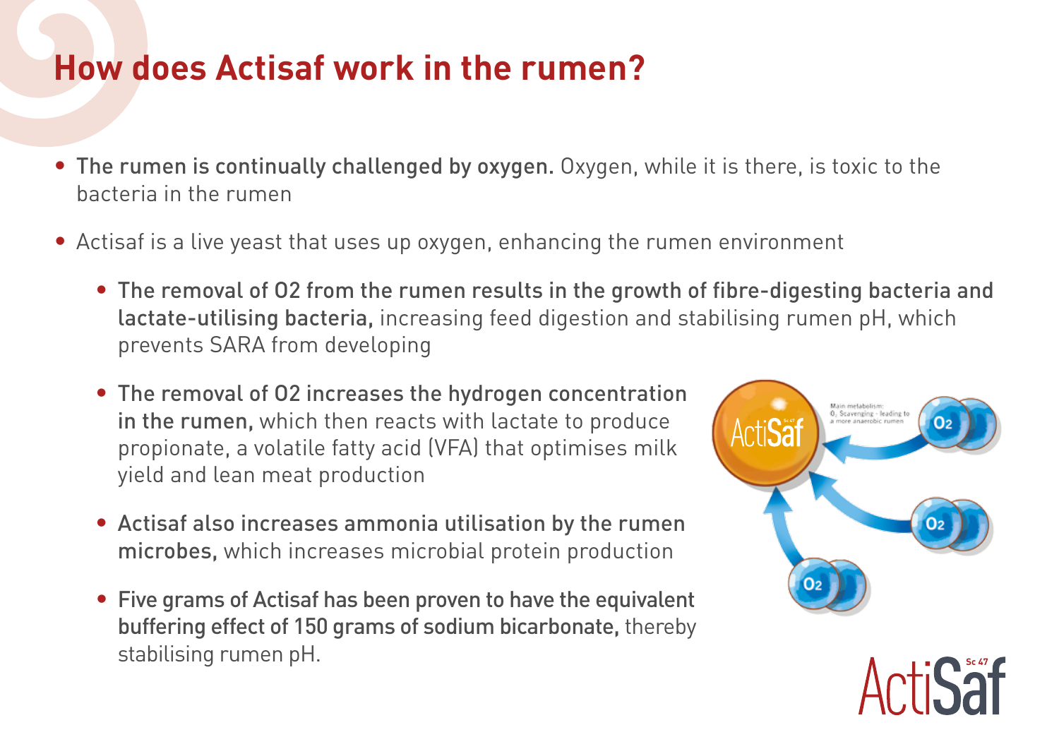# How does Actisaf work in the rumen?

- **The rumen is continually challenged by oxygen.** Oxygen, while it is there, is toxic to the bacteria in the rumen
- Actisaf is a live yeast that uses up oxygen, enhancing the rumen environment
  - **The removal of O2 from the rumen results in the growth of fibre-digesting bacteria and lactate-utilising bacteria,** increasing feed digestion and stabilising rumen pH, which prevents SARA from developing
  - **The removal of O2 increases the hydrogen concentration in the rumen,** which then reacts with lactate to produce propionate, a volatile fatty acid (VFA) that optimises milk yield and lean meat production
  - **Actisaf also increases ammonia utilisation by the rumen microbes,** which increases microbial protein production
  - **Five grams of Actisaf has been proven to have the equivalent buffering effect of 150 grams of sodium bicarbonate,** thereby stabilising rumen pH.

Main metabolism: $O_2$ Scavenging - leading to a more anaerobic rumen

ActiSaf Sc 47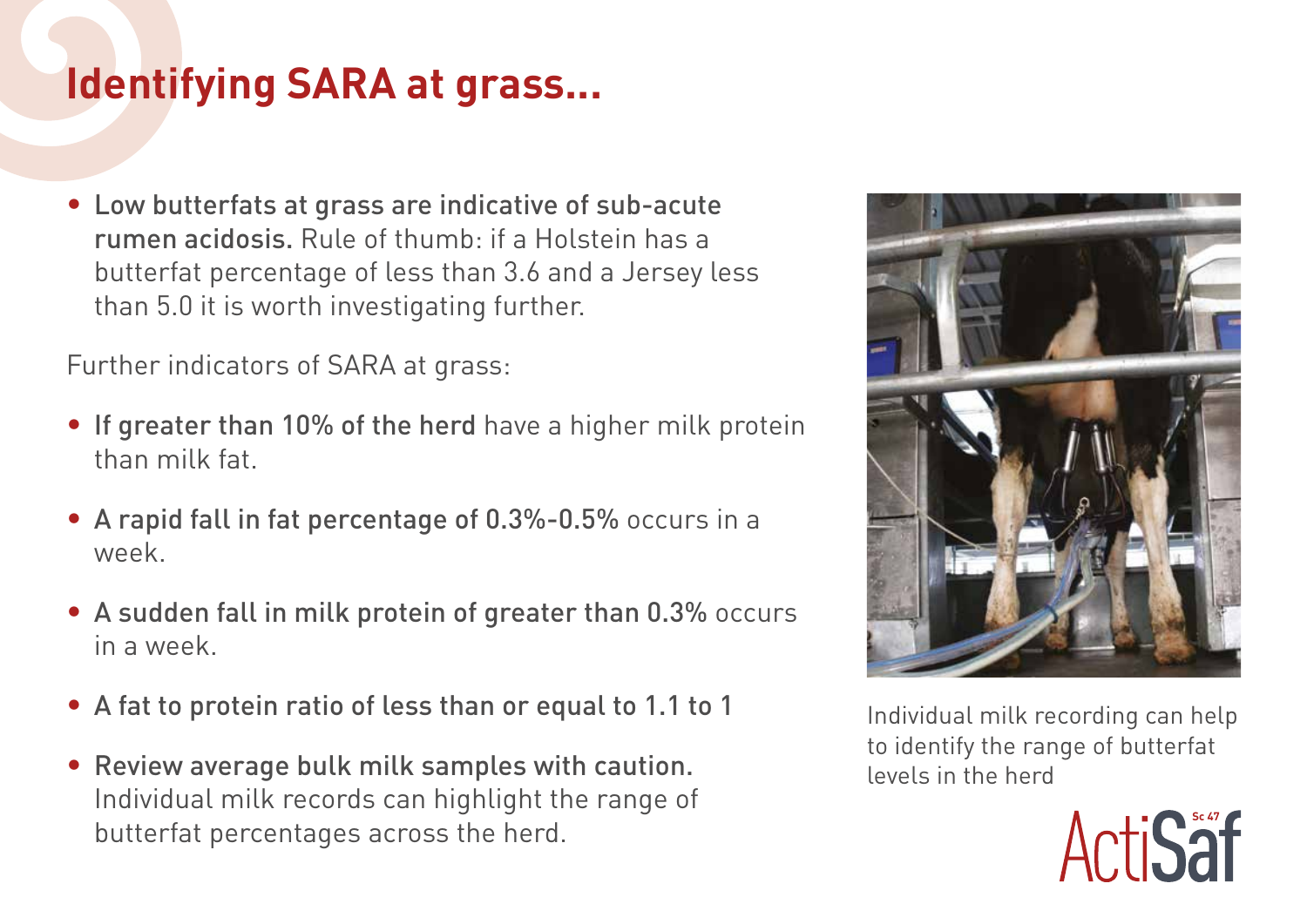# Identifying SARA at grass...

- **Low butterfats at grass are indicative of sub-acute rumen acidosis.** Rule of thumb: if a Holstein has a butterfat percentage of less than 3.6 and a Jersey less than 5.0 it is worth investigating further.

Further indicators of SARA at grass:

- **If greater than 10% of the herd** have a higher milk protein than milk fat.
- **A rapid fall in fat percentage of 0.3%-0.5%** occurs in a week.
- **A sudden fall in milk protein of greater than 0.3%** occurs in a week.
- **A fat to protein ratio of less than or equal to 1.1 to 1**
- **Review average bulk milk samples with caution.** Individual milk records can highlight the range of butterfat percentages across the herd.

Individual milk recording can help to identify the range of butterfat levels in the herd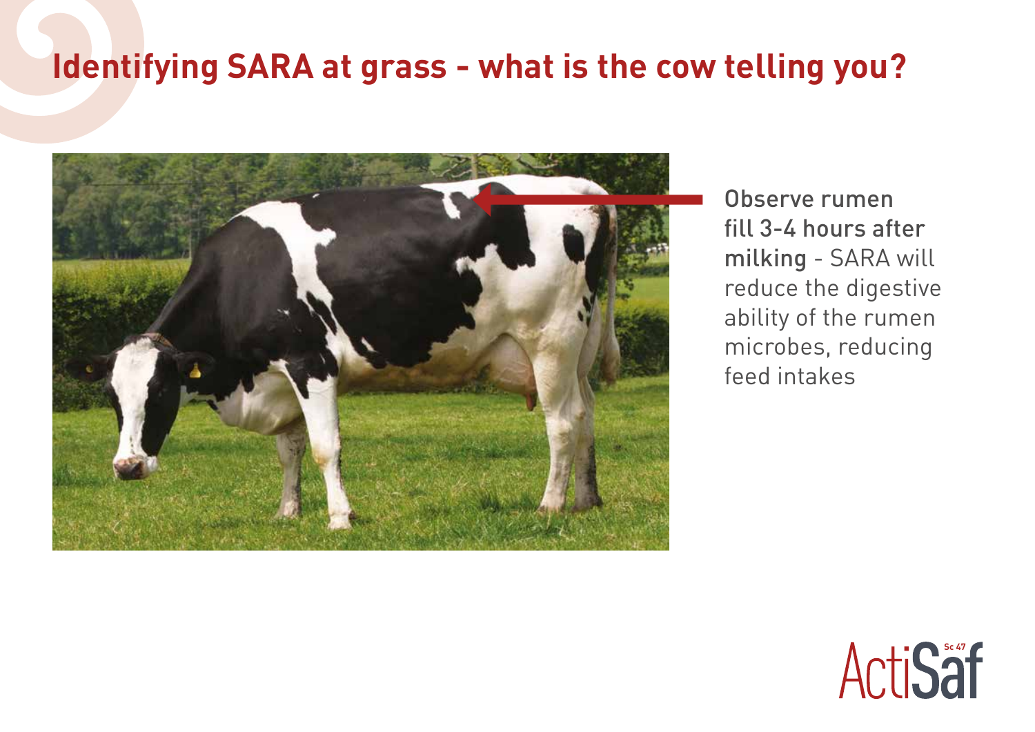# Identifying SARA at grass - what is the cow telling you?

**Observe rumen fill 3-4 hours after milking** - SARA will reduce the digestive ability of the rumen microbes, reducing feed intakes

ActiSaf Sc 47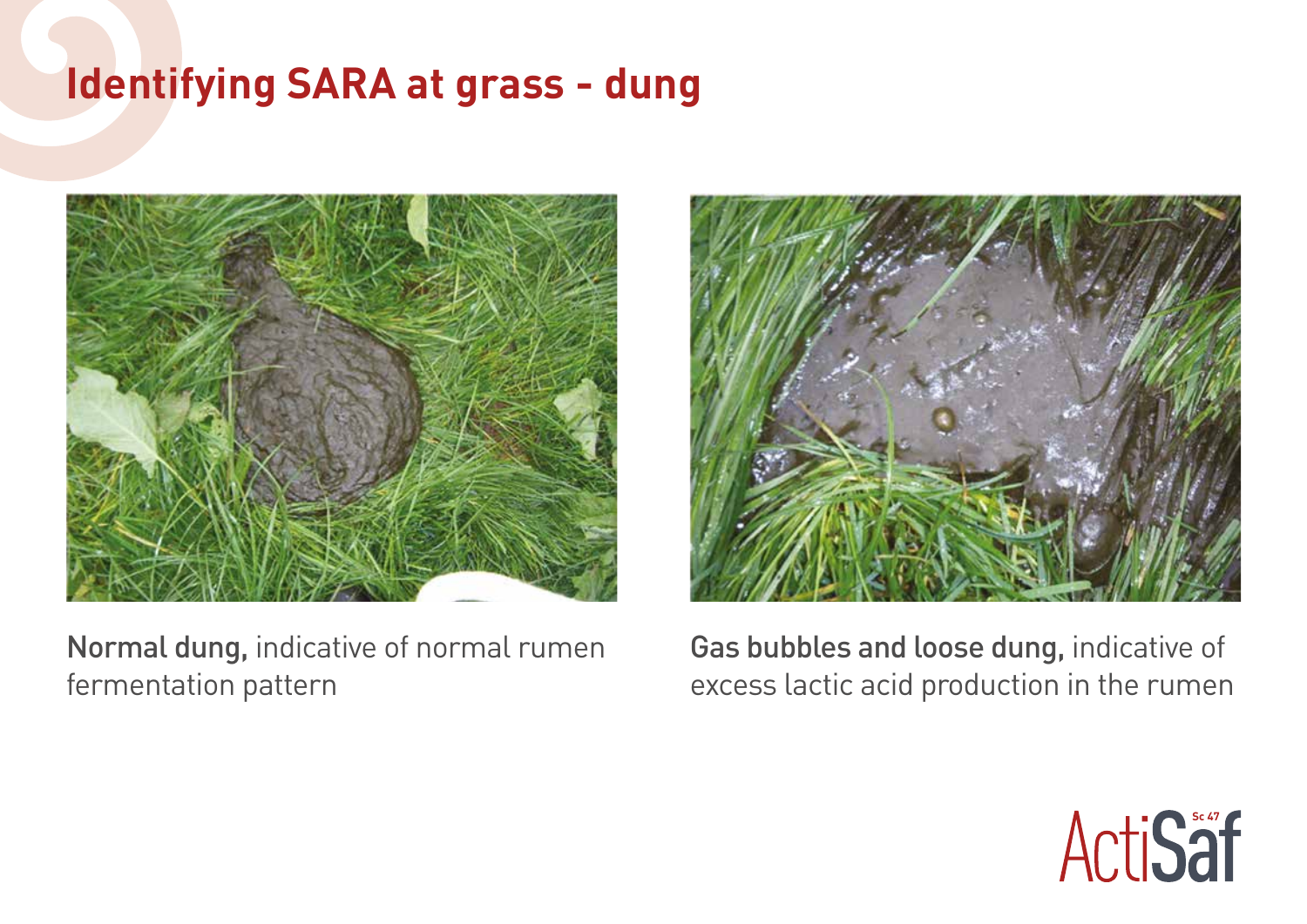# Identifying SARA at grass - dung

**Normal dung,** indicative of normal rumen fermentation pattern

**Gas bubbles and loose dung,** indicative of excess lactic acid production in the rumen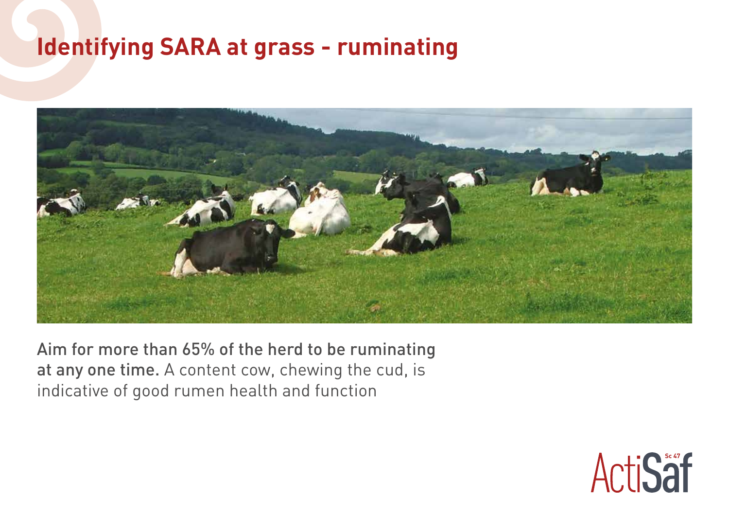# Identifying SARA at grass - ruminating

**Aim for more than 65% of the herd to be ruminating at any one time.** A content cow, chewing the cud, is indicative of good rumen health and function

ActiSaf Sc 47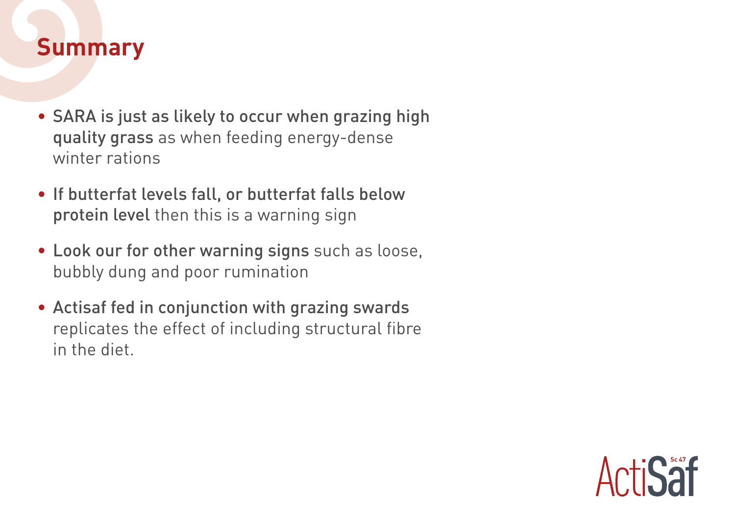## Summary

- **SARA is just as likely to occur when grazing high quality grass** as when feeding energy-dense winter rations
- **If butterfat levels fall, or butterfat falls below protein level** then this is a warning sign
- **Look our for other warning signs** such as loose, bubbly dung and poor rumination
- **Actisaf fed in conjunction with grazing swards** replicates the effect of including structural fibre in the diet.

ActiSaf Sc 47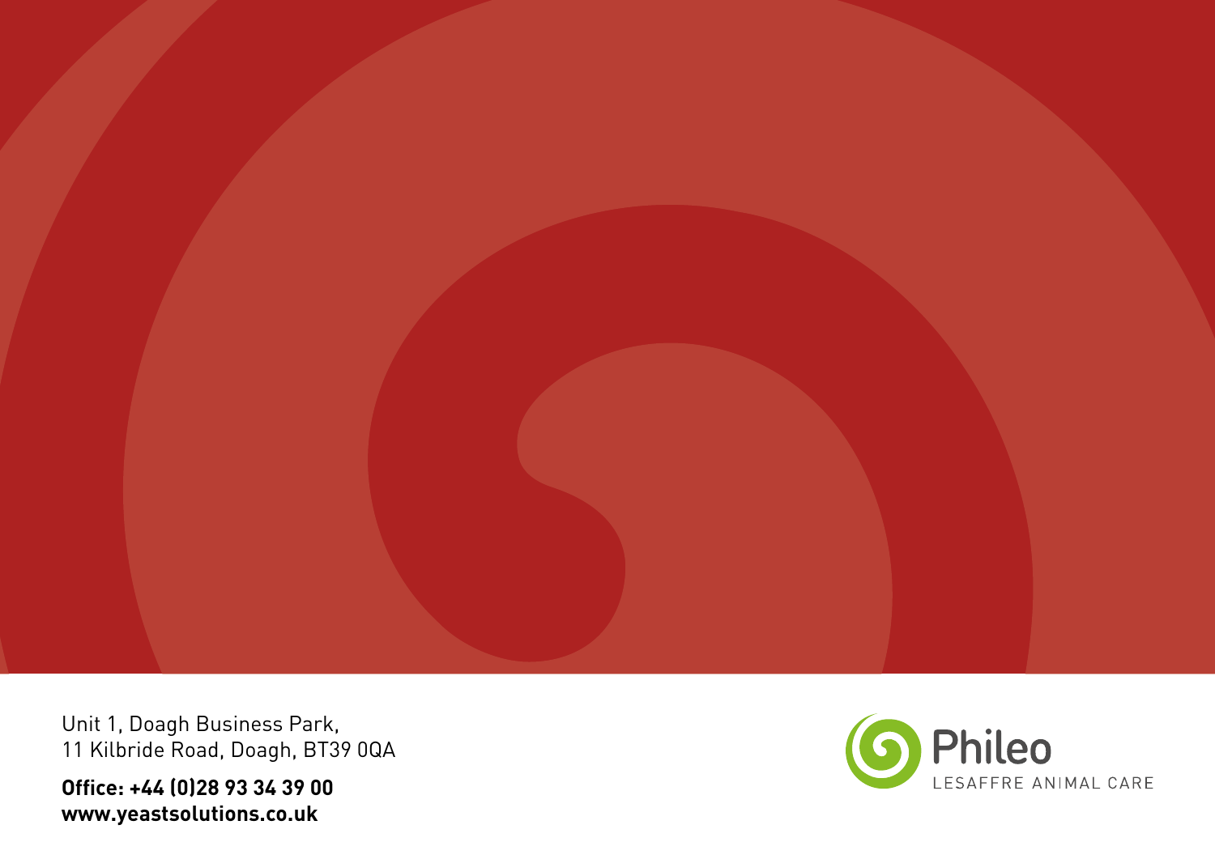Unit 1, Doagh Business Park,
11 Kilbride Road, Doagh, BT39 0QA

**Office: +44 (0)28 93 34 39 00**
**www.yeastsolutions.co.uk**

Phileo
LESAFFRE ANIMAL CARE